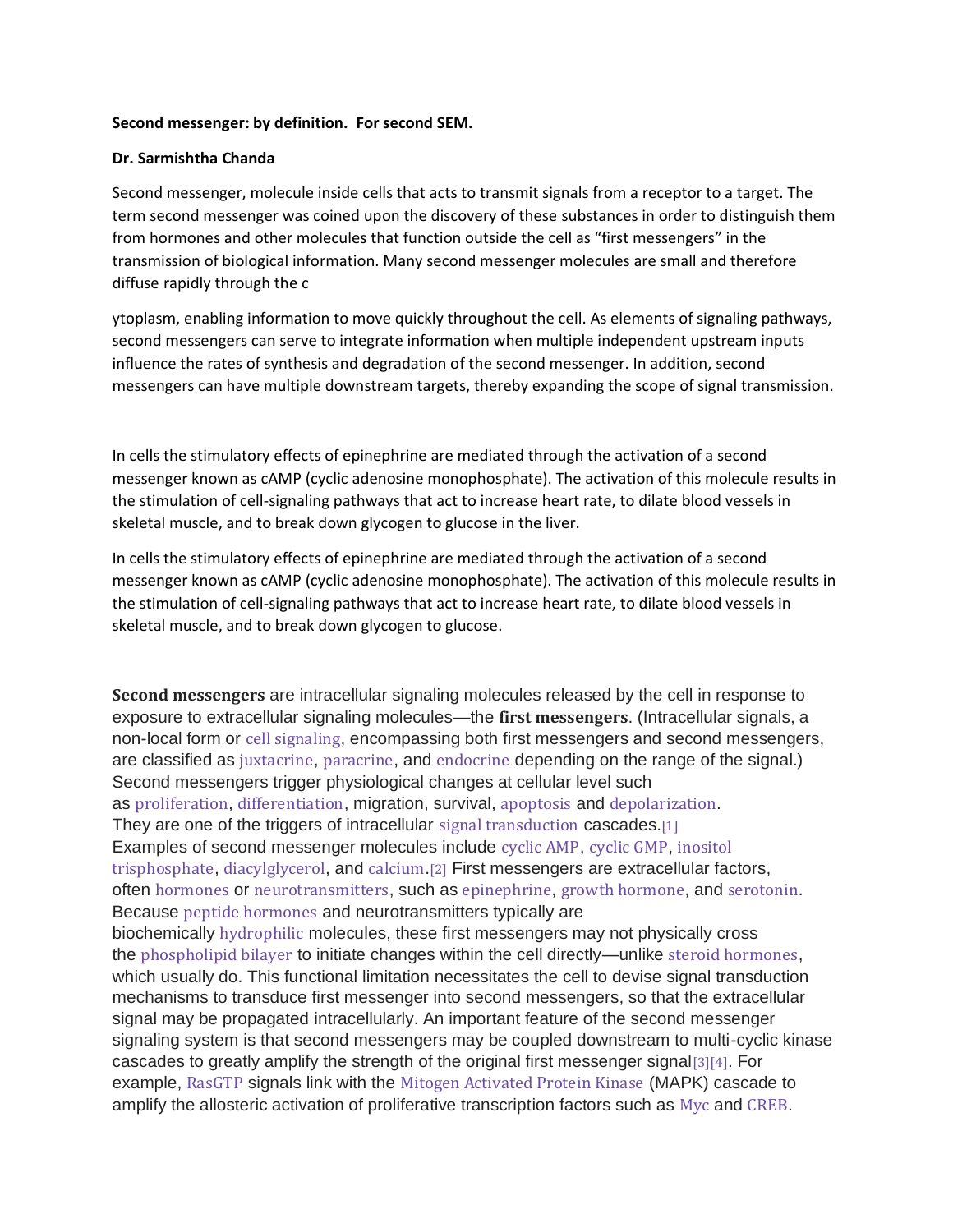**Second messenger: by definition. For second SEM.**

**Dr. Sarmishtha Chanda**

Second messenger, molecule inside cells that acts to transmit signals from a receptor to a target. The term second messenger was coined upon the discovery of these substances in order to distinguish them from hormones and other molecules that function outside the cell as "first messengers" in the transmission of biological information. Many second messenger molecules are small and therefore diffuse rapidly through the c

ytoplasm, enabling information to move quickly throughout the cell. As elements of signaling pathways, second messengers can serve to integrate information when multiple independent upstream inputs influence the rates of synthesis and degradation of the second messenger. In addition, second messengers can have multiple downstream targets, thereby expanding the scope of signal transmission.

In cells the stimulatory effects of epinephrine are mediated through the activation of a second messenger known as cAMP (cyclic adenosine monophosphate). The activation of this molecule results in the stimulation of cell-signaling pathways that act to increase heart rate, to dilate blood vessels in skeletal muscle, and to break down glycogen to glucose in the liver.

In cells the stimulatory effects of epinephrine are mediated through the activation of a second messenger known as cAMP (cyclic adenosine monophosphate). The activation of this molecule results in the stimulation of cell-signaling pathways that act to increase heart rate, to dilate blood vessels in skeletal muscle, and to break down glycogen to glucose.

**Second messengers** are intracellular signaling molecules released by the cell in response to exposure to extracellular signaling molecules—the **first messengers**. (Intracellular signals, a non-local form or cell signaling, encompassing both first messengers and second messengers, are classified as juxtacrine, paracrine, and endocrine depending on the range of the signal.) Second messengers trigger physiological changes at cellular level such as proliferation, differentiation, migration, survival, apoptosis and depolarization. They are one of the triggers of intracellular signal transduction cascades.[1] Examples of second messenger molecules include cyclic AMP, cyclic GMP, inositol trisphosphate, diacylglycerol, and calcium.[2] First messengers are extracellular factors, often hormones or neurotransmitters, such as epinephrine, growth hormone, and serotonin. Because peptide hormones and neurotransmitters typically are biochemically hydrophilic molecules, these first messengers may not physically cross the phospholipid bilayer to initiate changes within the cell directly—unlike steroid hormones, which usually do. This functional limitation necessitates the cell to devise signal transduction mechanisms to transduce first messenger into second messengers, so that the extracellular signal may be propagated intracellularly. An important feature of the second messenger signaling system is that second messengers may be coupled downstream to multi-cyclic kinase cascades to greatly amplify the strength of the original first messenger signal[3][4]. For example, RasGTP signals link with the Mitogen Activated Protein Kinase (MAPK) cascade to amplify the allosteric activation of proliferative transcription factors such as Myc and CREB.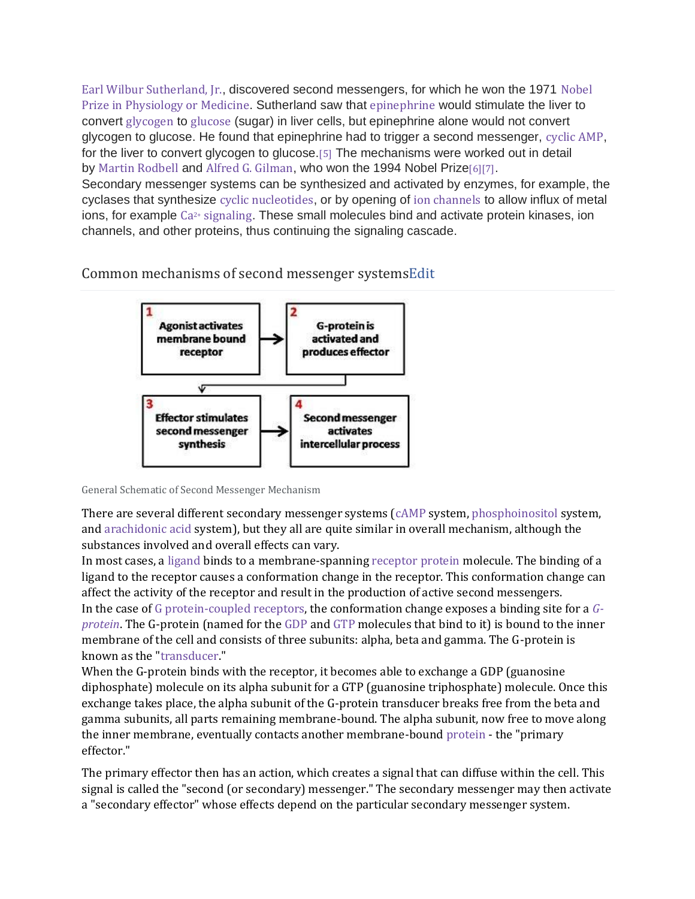Earl Wilbur Sutherland, Jr., discovered second messengers, for which he won the 1971 Nobel Prize in Physiology or Medicine. Sutherland saw that epinephrine would stimulate the liver to convert glycogen to glucose (sugar) in liver cells, but epinephrine alone would not convert glycogen to glucose. He found that epinephrine had to trigger a second messenger, cyclic AMP, for the liver to convert glycogen to glucose.[5] The mechanisms were worked out in detail by Martin Rodbell and Alfred G. Gilman, who won the 1994 Nobel Prize[6][7].

Secondary messenger systems can be synthesized and activated by enzymes, for example, the cyclases that synthesize cyclic nucleotides, or by opening of ion channels to allow influx of metal ions, for example $Ca^{2+}$ signaling. These small molecules bind and activate protein kinases, ion channels, and other proteins, thus continuing the signaling cascade.

## Common mechanisms of second messenger systemsEdit

1. Agonist activates membrane bound receptor → 2. G-protein is activated and produces effector → 3. Effector stimulates second messenger synthesis → 4. Second messenger activates intercellular process

General Schematic of Second Messenger Mechanism

There are several different secondary messenger systems (cAMP system, phosphoinositol system, and arachidonic acid system), but they all are quite similar in overall mechanism, although the substances involved and overall effects can vary.

In most cases, a ligand binds to a membrane-spanning receptor protein molecule. The binding of a ligand to the receptor causes a conformation change in the receptor. This conformation change can affect the activity of the receptor and result in the production of active second messengers.

In the case of G protein-coupled receptors, the conformation change exposes a binding site for a *G-protein*. The G-protein (named for the GDP and GTP molecules that bind to it) is bound to the inner membrane of the cell and consists of three subunits: alpha, beta and gamma. The G-protein is known as the "transducer."

When the G-protein binds with the receptor, it becomes able to exchange a GDP (guanosine diphosphate) molecule on its alpha subunit for a GTP (guanosine triphosphate) molecule. Once this exchange takes place, the alpha subunit of the G-protein transducer breaks free from the beta and gamma subunits, all parts remaining membrane-bound. The alpha subunit, now free to move along the inner membrane, eventually contacts another membrane-bound protein - the "primary effector."

The primary effector then has an action, which creates a signal that can diffuse within the cell. This signal is called the "second (or secondary) messenger." The secondary messenger may then activate a "secondary effector" whose effects depend on the particular secondary messenger system.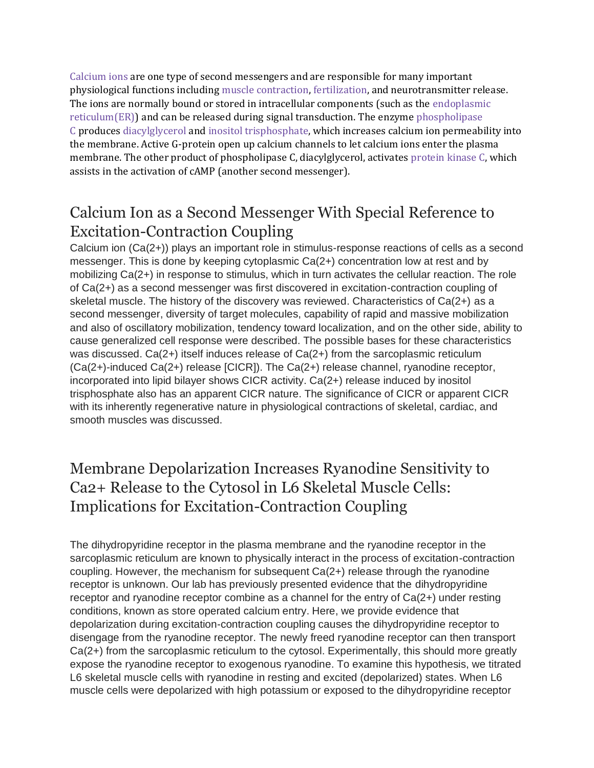Calcium ions are one type of second messengers and are responsible for many important physiological functions including muscle contraction, fertilization, and neurotransmitter release. The ions are normally bound or stored in intracellular components (such as the endoplasmic reticulum(ER)) and can be released during signal transduction. The enzyme phospholipase C produces diacylglycerol and inositol trisphosphate, which increases calcium ion permeability into the membrane. Active G-protein open up calcium channels to let calcium ions enter the plasma membrane. The other product of phospholipase C, diacylglycerol, activates protein kinase C, which assists in the activation of cAMP (another second messenger).

## Calcium Ion as a Second Messenger With Special Reference to Excitation-Contraction Coupling

Calcium ion (Ca(2+)) plays an important role in stimulus-response reactions of cells as a second messenger. This is done by keeping cytoplasmic Ca(2+) concentration low at rest and by mobilizing Ca(2+) in response to stimulus, which in turn activates the cellular reaction. The role of Ca(2+) as a second messenger was first discovered in excitation-contraction coupling of skeletal muscle. The history of the discovery was reviewed. Characteristics of Ca(2+) as a second messenger, diversity of target molecules, capability of rapid and massive mobilization and also of oscillatory mobilization, tendency toward localization, and on the other side, ability to cause generalized cell response were described. The possible bases for these characteristics was discussed. Ca(2+) itself induces release of Ca(2+) from the sarcoplasmic reticulum (Ca(2+)-induced Ca(2+) release [CICR]). The Ca(2+) release channel, ryanodine receptor, incorporated into lipid bilayer shows CICR activity. Ca(2+) release induced by inositol trisphosphate also has an apparent CICR nature. The significance of CICR or apparent CICR with its inherently regenerative nature in physiological contractions of skeletal, cardiac, and smooth muscles was discussed.

## Membrane Depolarization Increases Ryanodine Sensitivity to Ca2+ Release to the Cytosol in L6 Skeletal Muscle Cells: Implications for Excitation-Contraction Coupling

The dihydropyridine receptor in the plasma membrane and the ryanodine receptor in the sarcoplasmic reticulum are known to physically interact in the process of excitation-contraction coupling. However, the mechanism for subsequent Ca(2+) release through the ryanodine receptor is unknown. Our lab has previously presented evidence that the dihydropyridine receptor and ryanodine receptor combine as a channel for the entry of Ca(2+) under resting conditions, known as store operated calcium entry. Here, we provide evidence that depolarization during excitation-contraction coupling causes the dihydropyridine receptor to disengage from the ryanodine receptor. The newly freed ryanodine receptor can then transport Ca(2+) from the sarcoplasmic reticulum to the cytosol. Experimentally, this should more greatly expose the ryanodine receptor to exogenous ryanodine. To examine this hypothesis, we titrated L6 skeletal muscle cells with ryanodine in resting and excited (depolarized) states. When L6 muscle cells were depolarized with high potassium or exposed to the dihydropyridine receptor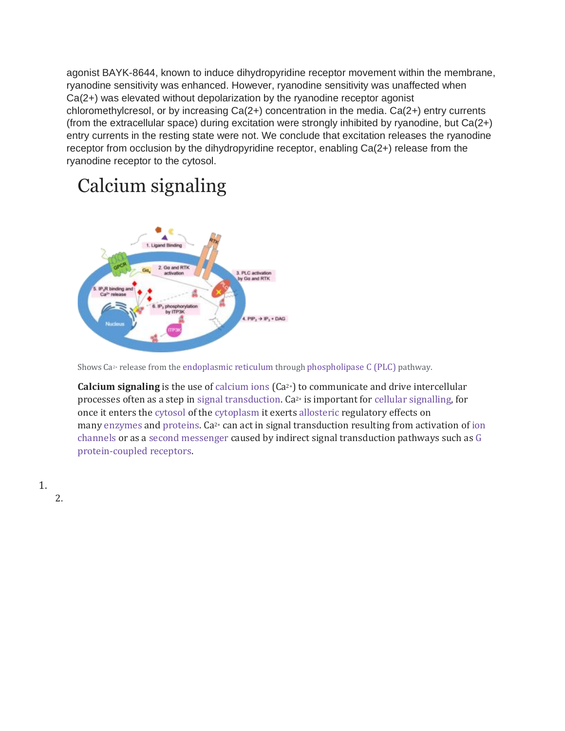agonist BAYK-8644, known to induce dihydropyridine receptor movement within the membrane, ryanodine sensitivity was enhanced. However, ryanodine sensitivity was unaffected when Ca(2+) was elevated without depolarization by the ryanodine receptor agonist chloromethylcresol, or by increasing Ca(2+) concentration in the media. Ca(2+) entry currents (from the extracellular space) during excitation were strongly inhibited by ryanodine, but Ca(2+) entry currents in the resting state were not. We conclude that excitation releases the ryanodine receptor from occlusion by the dihydropyridine receptor, enabling Ca(2+) release from the ryanodine receptor to the cytosol.

# Calcium signaling

1. Ligand Binding
2. Gα and RTK activation
3. PLC activation by Gα and RTK
4. $PIP_2 \rightarrow IP_3 + DAG$
5. $IP_3R$ binding and $Ca^{2+}$ release
6. $IP_3$ phosphorylation by ITP3K

GPCR
$G\alpha_q$
RTK
PLC
Nucleus
ITP3K

Shows $Ca^{2+}$ release from the endoplasmic reticulum through phospholipase C (PLC) pathway.

**Calcium signaling** is the use of calcium ions ($Ca^{2+}$) to communicate and drive intercellular processes often as a step in signal transduction. $Ca^{2+}$ is important for cellular signalling, for once it enters the cytosol of the cytoplasm it exerts allosteric regulatory effects on many enzymes and proteins. $Ca^{2+}$ can act in signal transduction resulting from activation of ion channels or as a second messenger caused by indirect signal transduction pathways such as G protein-coupled receptors.

1.
2.